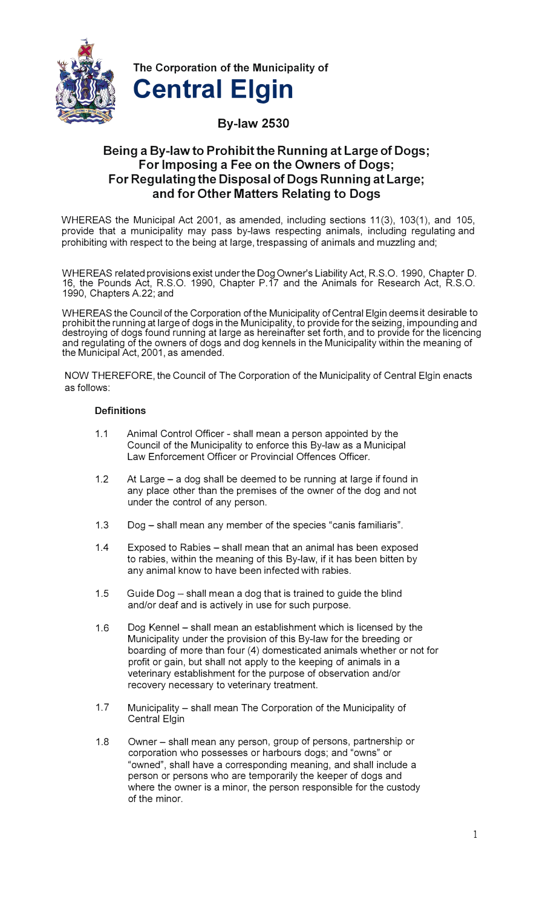The Corporation of the Municipality of

# Central Elgin

## By-law 2530

## Being a By-law to Prohibit the Running at Large of Dogs; For Imposing a Fee on the Owners of Dogs; For Regulating the Disposal of Dogs Running at Large; and for Other Matters Relating to Dogs

WHEREAS the Municipal Act 2001, as amended, including sections 11(3), 103(1), and 105, provide that a municipality may pass by-laws respecting animals, including regulating and prohibiting with respect to the being at large, trespassing of animals and muzzling and;

WHEREAS related provisions exist under the Dog Owner's Liability Act, R.S.O. 1990, Chapter D. 16, the Pounds Act, R.S.O. 1990, Chapter P.17 and the Animals for Research Act, R.S.O. 1990, Chapters A.22; and

WHEREAS the Council of the Corporation of the Municipality of Central Elgin deems it desirable to prohibit the running at large of dogs in the Municipality, to provide for the seizing, impounding and destroying of dogs found running at large as hereinafter set forth, and to provide for the licencing and regulating of the owners of dogs and dog kennels in the Municipality within the meaning of the Municipal Act, 2001, as amended.

NOW THEREFORE, the Council of The Corporation of the Municipality of Central Elgin enacts as follows:

### Definitions

1.1 Animal Control Officer - shall mean a person appointed by the Council of the Municipality to enforce this By-law as a Municipal Law Enforcement Officer or Provincial Offences Officer.

1.2 At Large – a dog shall be deemed to be running at large if found in any place other than the premises of the owner of the dog and not under the control of any person.

1.3 Dog – shall mean any member of the species "canis familiaris".

1.4 Exposed to Rabies – shall mean that an animal has been exposed to rabies, within the meaning of this By-law, if it has been bitten by any animal know to have been infected with rabies.

1.5 Guide Dog – shall mean a dog that is trained to guide the blind and/or deaf and is actively in use for such purpose.

1.6 Dog Kennel – shall mean an establishment which is licensed by the Municipality under the provision of this By-law for the breeding or boarding of more than four (4) domesticated animals whether or not for profit or gain, but shall not apply to the keeping of animals in a veterinary establishment for the purpose of observation and/or recovery necessary to veterinary treatment.

1.7 Municipality – shall mean The Corporation of the Municipality of Central Elgin

1.8 Owner – shall mean any person, group of persons, partnership or corporation who possesses or harbours dogs; and "owns" or "owned", shall have a corresponding meaning, and shall include a person or persons who are temporarily the keeper of dogs and where the owner is a minor, the person responsible for the custody of the minor.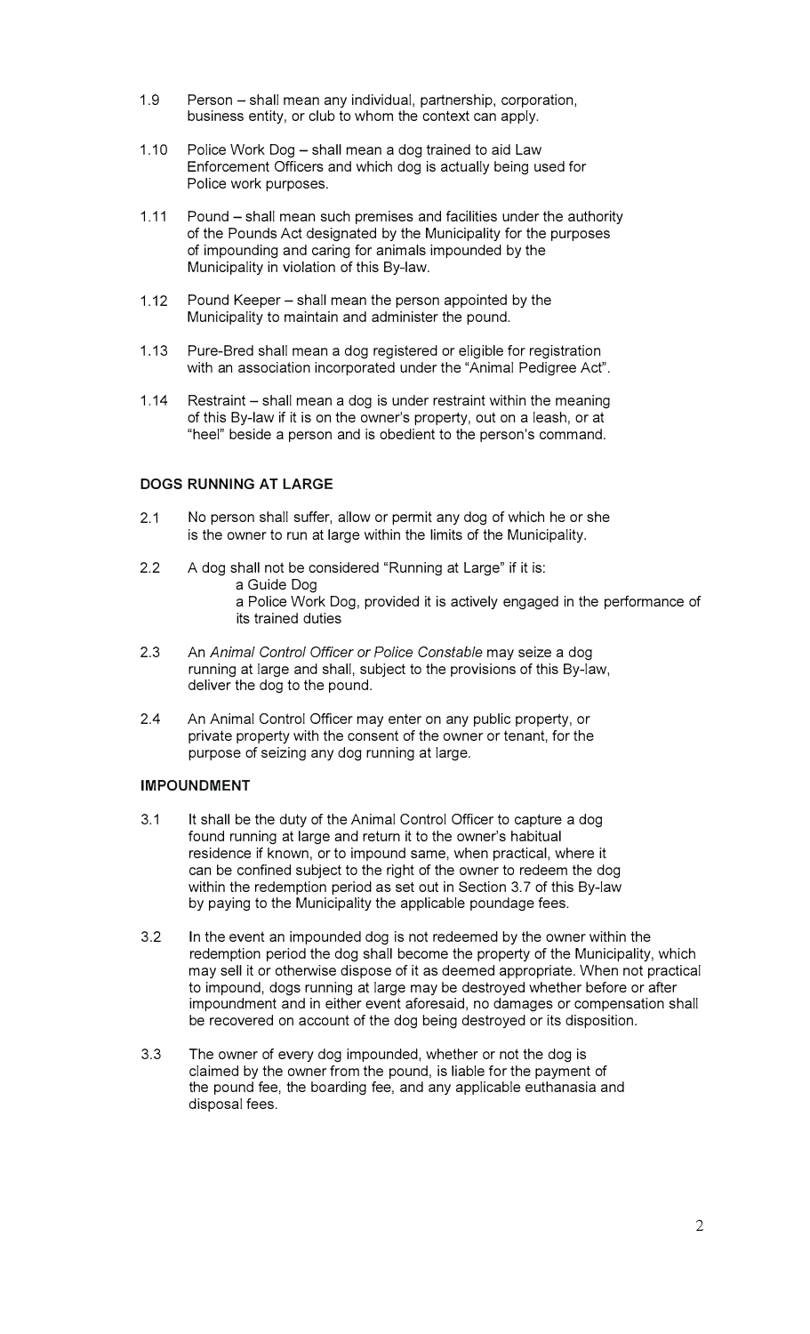1.9 Person – shall mean any individual, partnership, corporation, business entity, or club to whom the context can apply.

1.10 Police Work Dog – shall mean a dog trained to aid Law Enforcement Officers and which dog is actually being used for Police work purposes.

1.11 Pound – shall mean such premises and facilities under the authority of the Pounds Act designated by the Municipality for the purposes of impounding and caring for animals impounded by the Municipality in violation of this By-law.

1.12 Pound Keeper – shall mean the person appointed by the Municipality to maintain and administer the pound.

1.13 Pure-Bred shall mean a dog registered or eligible for registration with an association incorporated under the "Animal Pedigree Act".

1.14 Restraint – shall mean a dog is under restraint within the meaning of this By-law if it is on the owner's property, out on a leash, or at "heel" beside a person and is obedient to the person's command.

**DOGS RUNNING AT LARGE**

2.1 No person shall suffer, allow or permit any dog of which he or she is the owner to run at large within the limits of the Municipality.

2.2 A dog shall not be considered "Running at Large" if it is:
  a Guide Dog
  a Police Work Dog, provided it is actively engaged in the performance of its trained duties

2.3 An *Animal Control Officer or Police Constable* may seize a dog running at large and shall, subject to the provisions of this By-law, deliver the dog to the pound.

2.4 An Animal Control Officer may enter on any public property, or private property with the consent of the owner or tenant, for the purpose of seizing any dog running at large.

**IMPOUNDMENT**

3.1 It shall be the duty of the Animal Control Officer to capture a dog found running at large and return it to the owner's habitual residence if known, or to impound same, when practical, where it can be confined subject to the right of the owner to redeem the dog within the redemption period as set out in Section 3.7 of this By-law by paying to the Municipality the applicable poundage fees.

3.2 In the event an impounded dog is not redeemed by the owner within the redemption period the dog shall become the property of the Municipality, which may sell it or otherwise dispose of it as deemed appropriate. When not practical to impound, dogs running at large may be destroyed whether before or after impoundment and in either event aforesaid, no damages or compensation shall be recovered on account of the dog being destroyed or its disposition.

3.3 The owner of every dog impounded, whether or not the dog is claimed by the owner from the pound, is liable for the payment of the pound fee, the boarding fee, and any applicable euthanasia and disposal fees.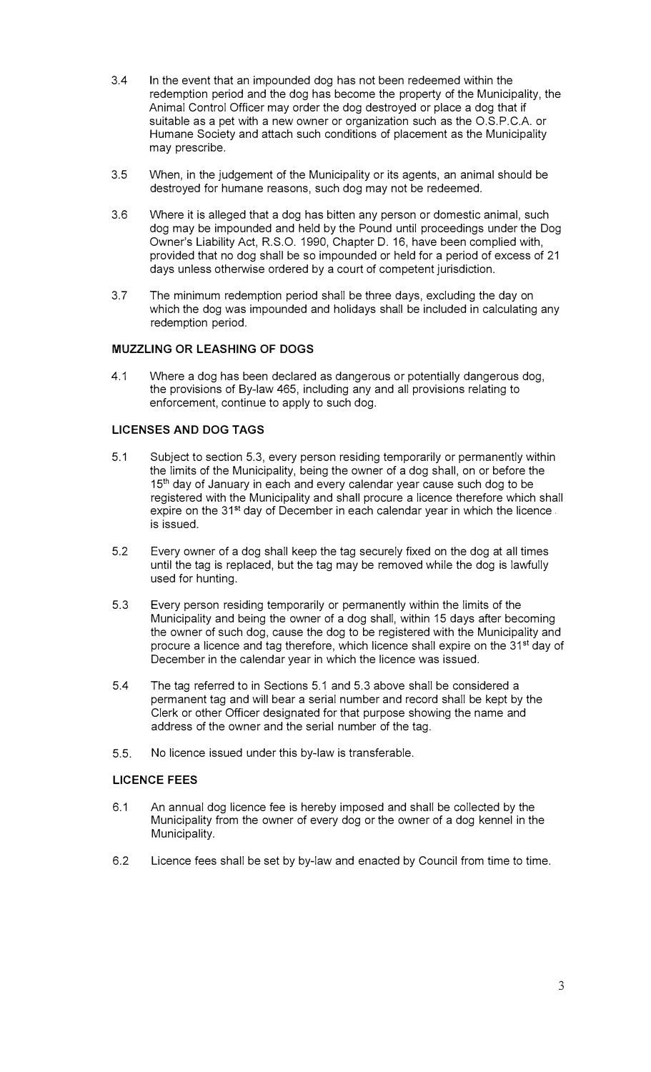3.4 In the event that an impounded dog has not been redeemed within the redemption period and the dog has become the property of the Municipality, the Animal Control Officer may order the dog destroyed or place a dog that if suitable as a pet with a new owner or organization such as the O.S.P.C.A. or Humane Society and attach such conditions of placement as the Municipality may prescribe.

3.5 When, in the judgement of the Municipality or its agents, an animal should be destroyed for humane reasons, such dog may not be redeemed.

3.6 Where it is alleged that a dog has bitten any person or domestic animal, such dog may be impounded and held by the Pound until proceedings under the Dog Owner's Liability Act, R.S.O. 1990, Chapter D. 16, have been complied with, provided that no dog shall be so impounded or held for a period of excess of 21 days unless otherwise ordered by a court of competent jurisdiction.

3.7 The minimum redemption period shall be three days, excluding the day on which the dog was impounded and holidays shall be included in calculating any redemption period.

**MUZZLING OR LEASHING OF DOGS**

4.1 Where a dog has been declared as dangerous or potentially dangerous dog, the provisions of By-law 465, including any and all provisions relating to enforcement, continue to apply to such dog.

**LICENSES AND DOG TAGS**

5.1 Subject to section 5.3, every person residing temporarily or permanently within the limits of the Municipality, being the owner of a dog shall, on or before the 15th day of January in each and every calendar year cause such dog to be registered with the Municipality and shall procure a licence therefore which shall expire on the 31st day of December in each calendar year in which the licence is issued.

5.2 Every owner of a dog shall keep the tag securely fixed on the dog at all times until the tag is replaced, but the tag may be removed while the dog is lawfully used for hunting.

5.3 Every person residing temporarily or permanently within the limits of the Municipality and being the owner of a dog shall, within 15 days after becoming the owner of such dog, cause the dog to be registered with the Municipality and procure a licence and tag therefore, which licence shall expire on the 31st day of December in the calendar year in which the licence was issued.

5.4 The tag referred to in Sections 5.1 and 5.3 above shall be considered a permanent tag and will bear a serial number and record shall be kept by the Clerk or other Officer designated for that purpose showing the name and address of the owner and the serial number of the tag.

5.5. No licence issued under this by-law is transferable.

**LICENCE FEES**

6.1 An annual dog licence fee is hereby imposed and shall be collected by the Municipality from the owner of every dog or the owner of a dog kennel in the Municipality.

6.2 Licence fees shall be set by by-law and enacted by Council from time to time.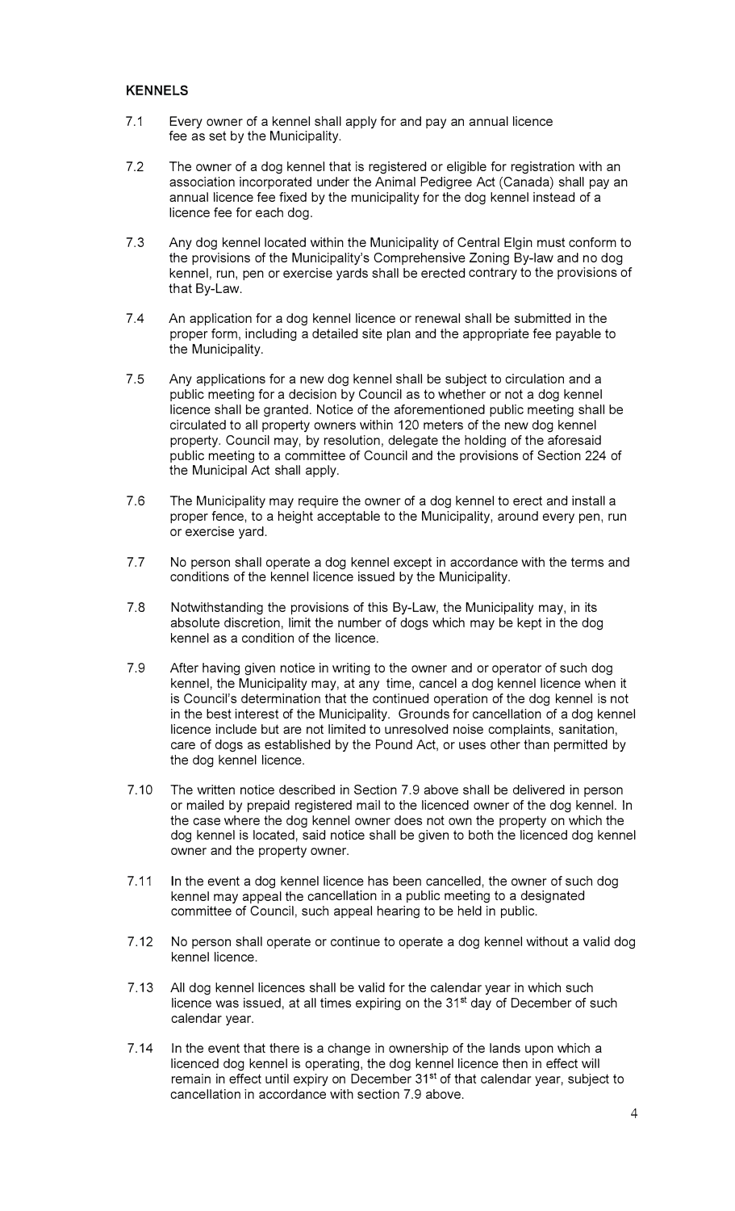**KENNELS**

7.1 Every owner of a kennel shall apply for and pay an annual licence fee as set by the Municipality.

7.2 The owner of a dog kennel that is registered or eligible for registration with an association incorporated under the Animal Pedigree Act (Canada) shall pay an annual licence fee fixed by the municipality for the dog kennel instead of a licence fee for each dog.

7.3 Any dog kennel located within the Municipality of Central Elgin must conform to the provisions of the Municipality's Comprehensive Zoning By-law and no dog kennel, run, pen or exercise yards shall be erected contrary to the provisions of that By-Law.

7.4 An application for a dog kennel licence or renewal shall be submitted in the proper form, including a detailed site plan and the appropriate fee payable to the Municipality.

7.5 Any applications for a new dog kennel shall be subject to circulation and a public meeting for a decision by Council as to whether or not a dog kennel licence shall be granted. Notice of the aforementioned public meeting shall be circulated to all property owners within 120 meters of the new dog kennel property. Council may, by resolution, delegate the holding of the aforesaid public meeting to a committee of Council and the provisions of Section 224 of the Municipal Act shall apply.

7.6 The Municipality may require the owner of a dog kennel to erect and install a proper fence, to a height acceptable to the Municipality, around every pen, run or exercise yard.

7.7 No person shall operate a dog kennel except in accordance with the terms and conditions of the kennel licence issued by the Municipality.

7.8 Notwithstanding the provisions of this By-Law, the Municipality may, in its absolute discretion, limit the number of dogs which may be kept in the dog kennel as a condition of the licence.

7.9 After having given notice in writing to the owner and or operator of such dog kennel, the Municipality may, at any time, cancel a dog kennel licence when it is Council's determination that the continued operation of the dog kennel is not in the best interest of the Municipality. Grounds for cancellation of a dog kennel licence include but are not limited to unresolved noise complaints, sanitation, care of dogs as established by the Pound Act, or uses other than permitted by the dog kennel licence.

7.10 The written notice described in Section 7.9 above shall be delivered in person or mailed by prepaid registered mail to the licenced owner of the dog kennel. In the case where the dog kennel owner does not own the property on which the dog kennel is located, said notice shall be given to both the licenced dog kennel owner and the property owner.

7.11 In the event a dog kennel licence has been cancelled, the owner of such dog kennel may appeal the cancellation in a public meeting to a designated committee of Council, such appeal hearing to be held in public.

7.12 No person shall operate or continue to operate a dog kennel without a valid dog kennel licence.

7.13 All dog kennel licences shall be valid for the calendar year in which such licence was issued, at all times expiring on the 31st day of December of such calendar year.

7.14 In the event that there is a change in ownership of the lands upon which a licenced dog kennel is operating, the dog kennel licence then in effect will remain in effect until expiry on December 31st of that calendar year, subject to cancellation in accordance with section 7.9 above.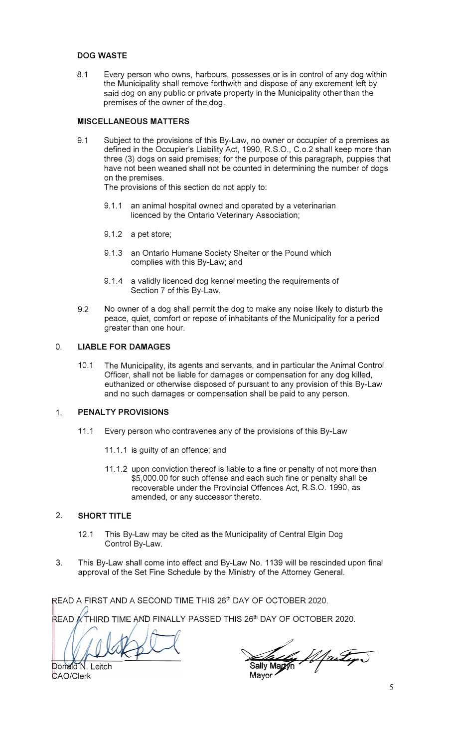### DOG WASTE

8.1 Every person who owns, harbours, possesses or is in control of any dog within the Municipality shall remove forthwith and dispose of any excrement left by said dog on any public or private property in the Municipality other than the premises of the owner of the dog.

### MISCELLANEOUS MATTERS

9.1 Subject to the provisions of this By-Law, no owner or occupier of a premises as defined in the Occupier's Liability Act, 1990, R.S.O., C.o.2 shall keep more than three (3) dogs on said premises; for the purpose of this paragraph, puppies that have not been weaned shall not be counted in determining the number of dogs on the premises.
The provisions of this section do not apply to:

- 9.1.1 an animal hospital owned and operated by a veterinarian licenced by the Ontario Veterinary Association;
- 9.1.2 a pet store;
- 9.1.3 an Ontario Humane Society Shelter or the Pound which complies with this By-Law; and
- 9.1.4 a validly licenced dog kennel meeting the requirements of Section 7 of this By-Law.

9.2 No owner of a dog shall permit the dog to make any noise likely to disturb the peace, quiet, comfort or repose of inhabitants of the Municipality for a period greater than one hour.

### 0. LIABLE FOR DAMAGES

10.1 The Municipality, its agents and servants, and in particular the Animal Control Officer, shall not be liable for damages or compensation for any dog killed, euthanized or otherwise disposed of pursuant to any provision of this By-Law and no such damages or compensation shall be paid to any person.

### 1. PENALTY PROVISIONS

11.1 Every person who contravenes any of the provisions of this By-Law

- 11.1.1 is guilty of an offence; and
- 11.1.2 upon conviction thereof is liable to a fine or penalty of not more than $5,000.00 for such offense and each such fine or penalty shall be recoverable under the Provincial Offences Act, R.S.O. 1990, as amended, or any successor thereto.

### 2. SHORT TITLE

12.1 This By-Law may be cited as the Municipality of Central Elgin Dog Control By-Law.

3. This By-Law shall come into effect and By-Law No. 1139 will be rescinded upon final approval of the Set Fine Schedule by the Ministry of the Attorney General.

READ A FIRST AND A SECOND TIME THIS 26th DAY OF OCTOBER 2020.

READ A THIRD TIME AND FINALLY PASSED THIS 26th DAY OF OCTOBER 2020.

Donald N. Leitch
CAO/Clerk

Sally Martyn
Mayor